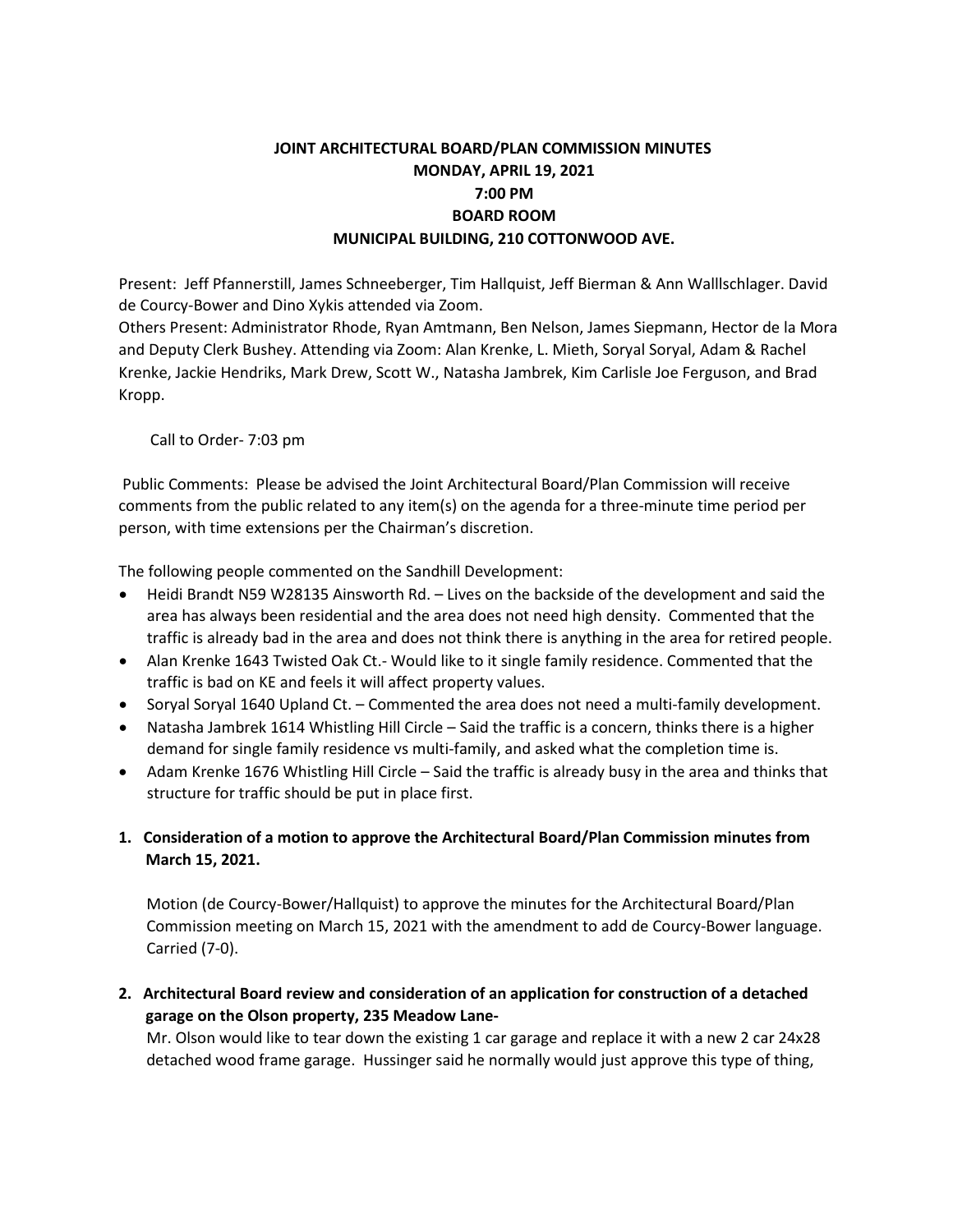**JOINT ARCHITECTURAL BOARD/PLAN COMMISSION MINUTES**
**MONDAY, APRIL 19, 2021**
**7:00 PM**
**BOARD ROOM**
**MUNICIPAL BUILDING, 210 COTTONWOOD AVE.**

Present: Jeff Pfannerstill, James Schneeberger, Tim Hallquist, Jeff Bierman & Ann Walllschlager. David de Courcy-Bower and Dino Xykis attended via Zoom.
Others Present: Administrator Rhode, Ryan Amtmann, Ben Nelson, James Siepmann, Hector de la Mora and Deputy Clerk Bushey. Attending via Zoom: Alan Krenke, L. Mieth, Soryal Soryal, Adam & Rachel Krenke, Jackie Hendriks, Mark Drew, Scott W., Natasha Jambrek, Kim Carlisle Joe Ferguson, and Brad Kropp.

Call to Order- 7:03 pm

Public Comments: Please be advised the Joint Architectural Board/Plan Commission will receive comments from the public related to any item(s) on the agenda for a three-minute time period per person, with time extensions per the Chairman's discretion.

The following people commented on the Sandhill Development:

- Heidi Brandt N59 W28135 Ainsworth Rd. – Lives on the backside of the development and said the area has always been residential and the area does not need high density. Commented that the traffic is already bad in the area and does not think there is anything in the area for retired people.
- Alan Krenke 1643 Twisted Oak Ct.- Would like to it single family residence. Commented that the traffic is bad on KE and feels it will affect property values.
- Soryal Soryal 1640 Upland Ct. – Commented the area does not need a multi-family development.
- Natasha Jambrek 1614 Whistling Hill Circle – Said the traffic is a concern, thinks there is a higher demand for single family residence vs multi-family, and asked what the completion time is.
- Adam Krenke 1676 Whistling Hill Circle – Said the traffic is already busy in the area and thinks that structure for traffic should be put in place first.

1. **Consideration of a motion to approve the Architectural Board/Plan Commission minutes from March 15, 2021.**

   Motion (de Courcy-Bower/Hallquist) to approve the minutes for the Architectural Board/Plan Commission meeting on March 15, 2021 with the amendment to add de Courcy-Bower language. Carried (7-0).

2. **Architectural Board review and consideration of an application for construction of a detached garage on the Olson property, 235 Meadow Lane-**

   Mr. Olson would like to tear down the existing 1 car garage and replace it with a new 2 car 24x28 detached wood frame garage. Hussinger said he normally would just approve this type of thing,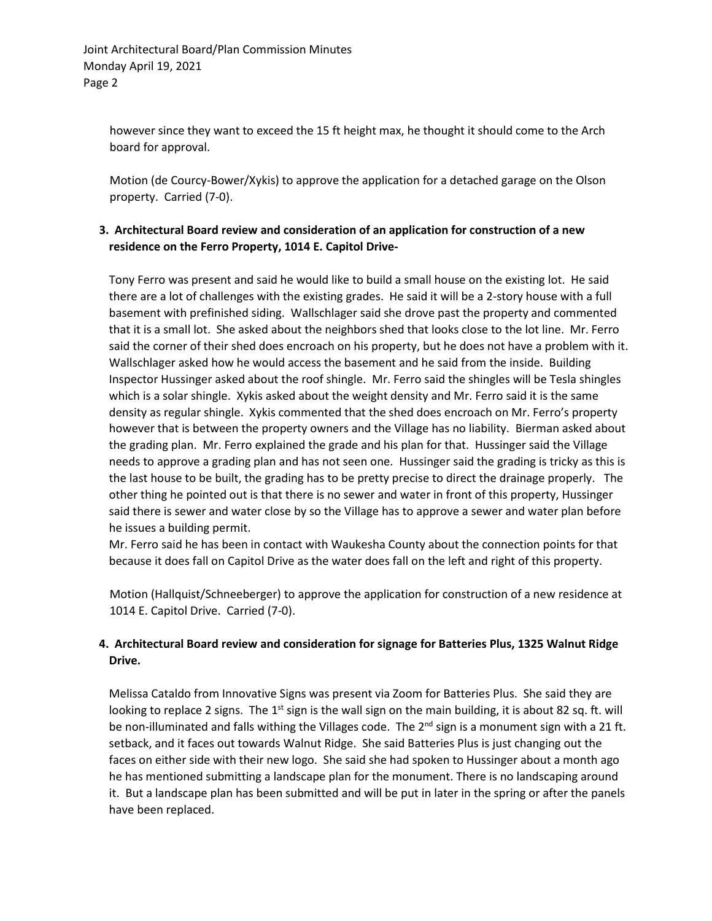however since they want to exceed the 15 ft height max, he thought it should come to the Arch board for approval.

Motion (de Courcy-Bower/Xykis) to approve the application for a detached garage on the Olson property. Carried (7-0).

**3. Architectural Board review and consideration of an application for construction of a new residence on the Ferro Property, 1014 E. Capitol Drive-**

Tony Ferro was present and said he would like to build a small house on the existing lot. He said there are a lot of challenges with the existing grades. He said it will be a 2-story house with a full basement with prefinished siding. Wallschlager said she drove past the property and commented that it is a small lot. She asked about the neighbors shed that looks close to the lot line. Mr. Ferro said the corner of their shed does encroach on his property, but he does not have a problem with it. Wallschlager asked how he would access the basement and he said from the inside. Building Inspector Hussinger asked about the roof shingle. Mr. Ferro said the shingles will be Tesla shingles which is a solar shingle. Xykis asked about the weight density and Mr. Ferro said it is the same density as regular shingle. Xykis commented that the shed does encroach on Mr. Ferro's property however that is between the property owners and the Village has no liability. Bierman asked about the grading plan. Mr. Ferro explained the grade and his plan for that. Hussinger said the Village needs to approve a grading plan and has not seen one. Hussinger said the grading is tricky as this is the last house to be built, the grading has to be pretty precise to direct the drainage properly. The other thing he pointed out is that there is no sewer and water in front of this property, Hussinger said there is sewer and water close by so the Village has to approve a sewer and water plan before he issues a building permit.

Mr. Ferro said he has been in contact with Waukesha County about the connection points for that because it does fall on Capitol Drive as the water does fall on the left and right of this property.

Motion (Hallquist/Schneeberger) to approve the application for construction of a new residence at 1014 E. Capitol Drive. Carried (7-0).

**4. Architectural Board review and consideration for signage for Batteries Plus, 1325 Walnut Ridge Drive.**

Melissa Cataldo from Innovative Signs was present via Zoom for Batteries Plus. She said they are looking to replace 2 signs. The 1st sign is the wall sign on the main building, it is about 82 sq. ft. will be non-illuminated and falls withing the Villages code. The 2nd sign is a monument sign with a 21 ft. setback, and it faces out towards Walnut Ridge. She said Batteries Plus is just changing out the faces on either side with their new logo. She said she had spoken to Hussinger about a month ago he has mentioned submitting a landscape plan for the monument. There is no landscaping around it. But a landscape plan has been submitted and will be put in later in the spring or after the panels have been replaced.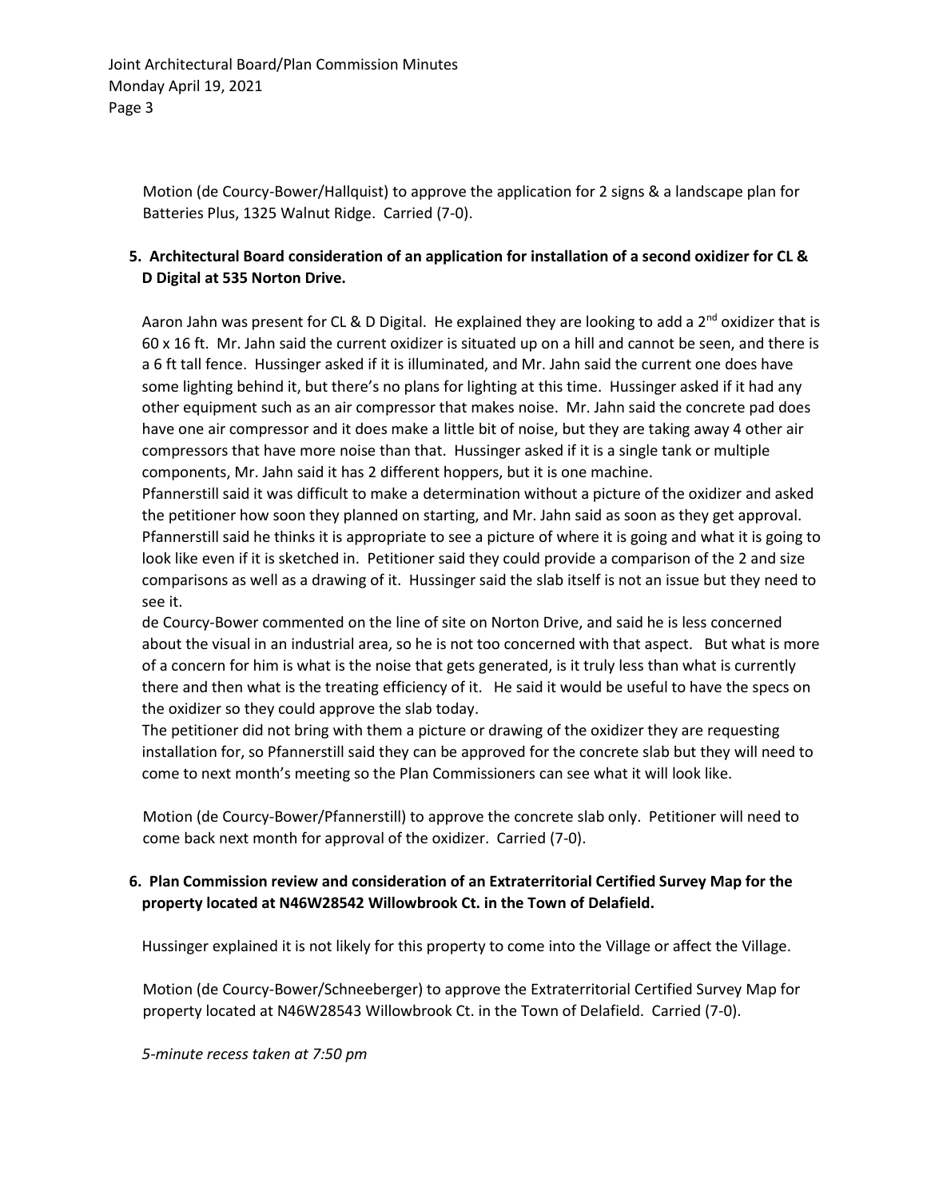Motion (de Courcy-Bower/Hallquist) to approve the application for 2 signs & a landscape plan for Batteries Plus, 1325 Walnut Ridge. Carried (7-0).

**5. Architectural Board consideration of an application for installation of a second oxidizer for CL & D Digital at 535 Norton Drive.**

Aaron Jahn was present for CL & D Digital. He explained they are looking to add a 2nd oxidizer that is 60 x 16 ft. Mr. Jahn said the current oxidizer is situated up on a hill and cannot be seen, and there is a 6 ft tall fence. Hussinger asked if it is illuminated, and Mr. Jahn said the current one does have some lighting behind it, but there's no plans for lighting at this time. Hussinger asked if it had any other equipment such as an air compressor that makes noise. Mr. Jahn said the concrete pad does have one air compressor and it does make a little bit of noise, but they are taking away 4 other air compressors that have more noise than that. Hussinger asked if it is a single tank or multiple components, Mr. Jahn said it has 2 different hoppers, but it is one machine.
Pfannerstill said it was difficult to make a determination without a picture of the oxidizer and asked the petitioner how soon they planned on starting, and Mr. Jahn said as soon as they get approval. Pfannerstill said he thinks it is appropriate to see a picture of where it is going and what it is going to look like even if it is sketched in. Petitioner said they could provide a comparison of the 2 and size comparisons as well as a drawing of it. Hussinger said the slab itself is not an issue but they need to see it.
de Courcy-Bower commented on the line of site on Norton Drive, and said he is less concerned about the visual in an industrial area, so he is not too concerned with that aspect. But what is more of a concern for him is what is the noise that gets generated, is it truly less than what is currently there and then what is the treating efficiency of it. He said it would be useful to have the specs on the oxidizer so they could approve the slab today.
The petitioner did not bring with them a picture or drawing of the oxidizer they are requesting installation for, so Pfannerstill said they can be approved for the concrete slab but they will need to come to next month's meeting so the Plan Commissioners can see what it will look like.

Motion (de Courcy-Bower/Pfannerstill) to approve the concrete slab only. Petitioner will need to come back next month for approval of the oxidizer. Carried (7-0).

**6. Plan Commission review and consideration of an Extraterritorial Certified Survey Map for the property located at N46W28542 Willowbrook Ct. in the Town of Delafield.**

Hussinger explained it is not likely for this property to come into the Village or affect the Village.

Motion (de Courcy-Bower/Schneeberger) to approve the Extraterritorial Certified Survey Map for property located at N46W28543 Willowbrook Ct. in the Town of Delafield. Carried (7-0).

*5-minute recess taken at 7:50 pm*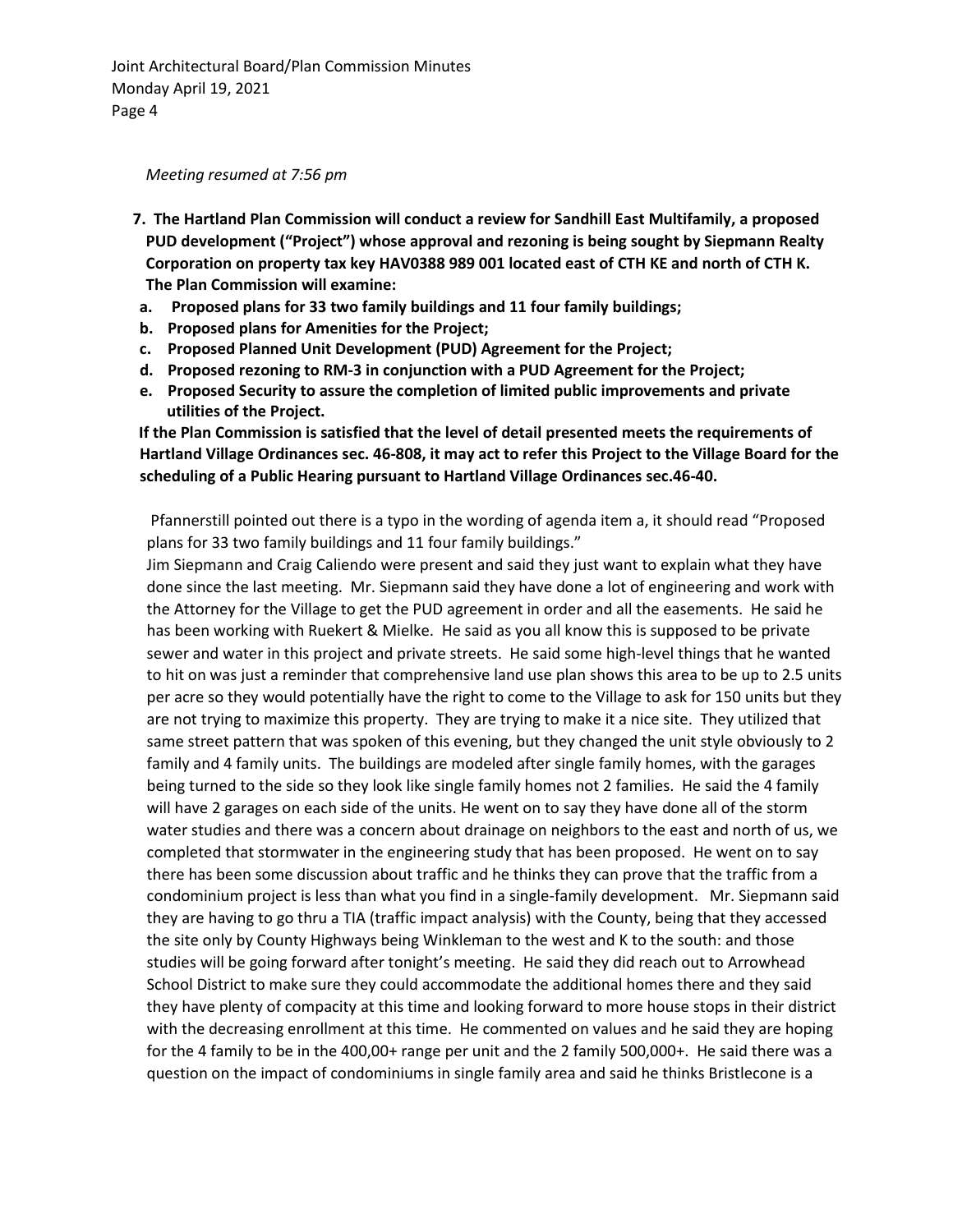*Meeting resumed at 7:56 pm*

7. **The Hartland Plan Commission will conduct a review for Sandhill East Multifamily, a proposed PUD development ("Project") whose approval and rezoning is being sought by Siepmann Realty Corporation on property tax key HAV0388 989 001 located east of CTH KE and north of CTH K. The Plan Commission will examine:**
   a. **Proposed plans for 33 two family buildings and 11 four family buildings;**
   b. **Proposed plans for Amenities for the Project;**
   c. **Proposed Planned Unit Development (PUD) Agreement for the Project;**
   d. **Proposed rezoning to RM-3 in conjunction with a PUD Agreement for the Project;**
   e. **Proposed Security to assure the completion of limited public improvements and private utilities of the Project.**

   **If the Plan Commission is satisfied that the level of detail presented meets the requirements of Hartland Village Ordinances sec. 46-808, it may act to refer this Project to the Village Board for the scheduling of a Public Hearing pursuant to Hartland Village Ordinances sec.46-40.**

Pfannerstill pointed out there is a typo in the wording of agenda item a, it should read "Proposed plans for 33 two family buildings and 11 four family buildings."

Jim Siepmann and Craig Caliendo were present and said they just want to explain what they have done since the last meeting. Mr. Siepmann said they have done a lot of engineering and work with the Attorney for the Village to get the PUD agreement in order and all the easements. He said he has been working with Ruekert & Mielke. He said as you all know this is supposed to be private sewer and water in this project and private streets. He said some high-level things that he wanted to hit on was just a reminder that comprehensive land use plan shows this area to be up to 2.5 units per acre so they would potentially have the right to come to the Village to ask for 150 units but they are not trying to maximize this property. They are trying to make it a nice site. They utilized that same street pattern that was spoken of this evening, but they changed the unit style obviously to 2 family and 4 family units. The buildings are modeled after single family homes, with the garages being turned to the side so they look like single family homes not 2 families. He said the 4 family will have 2 garages on each side of the units. He went on to say they have done all of the storm water studies and there was a concern about drainage on neighbors to the east and north of us, we completed that stormwater in the engineering study that has been proposed. He went on to say there has been some discussion about traffic and he thinks they can prove that the traffic from a condominium project is less than what you find in a single-family development. Mr. Siepmann said they are having to go thru a TIA (traffic impact analysis) with the County, being that they accessed the site only by County Highways being Winkleman to the west and K to the south: and those studies will be going forward after tonight's meeting. He said they did reach out to Arrowhead School District to make sure they could accommodate the additional homes there and they said they have plenty of compacity at this time and looking forward to more house stops in their district with the decreasing enrollment at this time. He commented on values and he said they are hoping for the 4 family to be in the 400,00+ range per unit and the 2 family 500,000+. He said there was a question on the impact of condominiums in single family area and said he thinks Bristlecone is a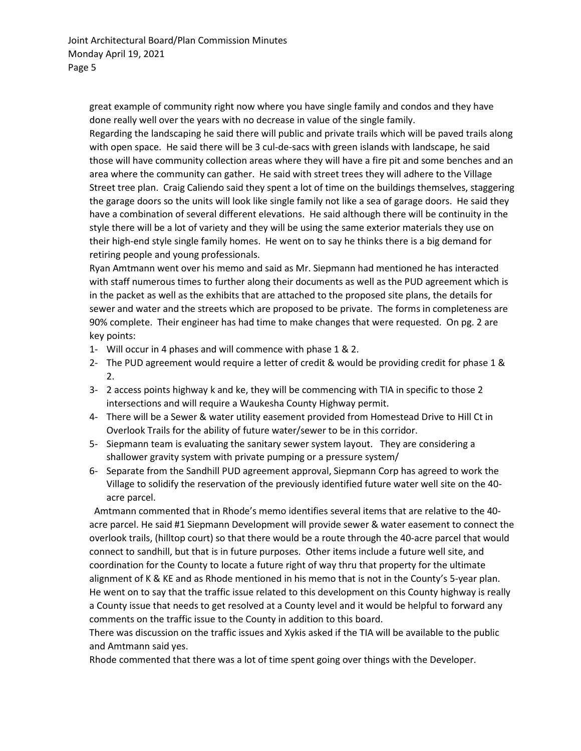great example of community right now where you have single family and condos and they have done really well over the years with no decrease in value of the single family.

Regarding the landscaping he said there will public and private trails which will be paved trails along with open space. He said there will be 3 cul-de-sacs with green islands with landscape, he said those will have community collection areas where they will have a fire pit and some benches and an area where the community can gather. He said with street trees they will adhere to the Village Street tree plan. Craig Caliendo said they spent a lot of time on the buildings themselves, staggering the garage doors so the units will look like single family not like a sea of garage doors. He said they have a combination of several different elevations. He said although there will be continuity in the style there will be a lot of variety and they will be using the same exterior materials they use on their high-end style single family homes. He went on to say he thinks there is a big demand for retiring people and young professionals.

Ryan Amtmann went over his memo and said as Mr. Siepmann had mentioned he has interacted with staff numerous times to further along their documents as well as the PUD agreement which is in the packet as well as the exhibits that are attached to the proposed site plans, the details for sewer and water and the streets which are proposed to be private. The forms in completeness are 90% complete. Their engineer has had time to make changes that were requested. On pg. 2 are key points:

1- Will occur in 4 phases and will commence with phase 1 & 2.
2- The PUD agreement would require a letter of credit & would be providing credit for phase 1 & 2.
3- 2 access points highway k and ke, they will be commencing with TIA in specific to those 2 intersections and will require a Waukesha County Highway permit.
4- There will be a Sewer & water utility easement provided from Homestead Drive to Hill Ct in Overlook Trails for the ability of future water/sewer to be in this corridor.
5- Siepmann team is evaluating the sanitary sewer system layout. They are considering a shallower gravity system with private pumping or a pressure system/
6- Separate from the Sandhill PUD agreement approval, Siepmann Corp has agreed to work the Village to solidify the reservation of the previously identified future water well site on the 40-acre parcel.

Amtmann commented that in Rhode's memo identifies several items that are relative to the 40-acre parcel. He said #1 Siepmann Development will provide sewer & water easement to connect the overlook trails, (hilltop court) so that there would be a route through the 40-acre parcel that would connect to sandhill, but that is in future purposes. Other items include a future well site, and coordination for the County to locate a future right of way thru that property for the ultimate alignment of K & KE and as Rhode mentioned in his memo that is not in the County's 5-year plan. He went on to say that the traffic issue related to this development on this County highway is really a County issue that needs to get resolved at a County level and it would be helpful to forward any comments on the traffic issue to the County in addition to this board.

There was discussion on the traffic issues and Xykis asked if the TIA will be available to the public and Amtmann said yes.

Rhode commented that there was a lot of time spent going over things with the Developer.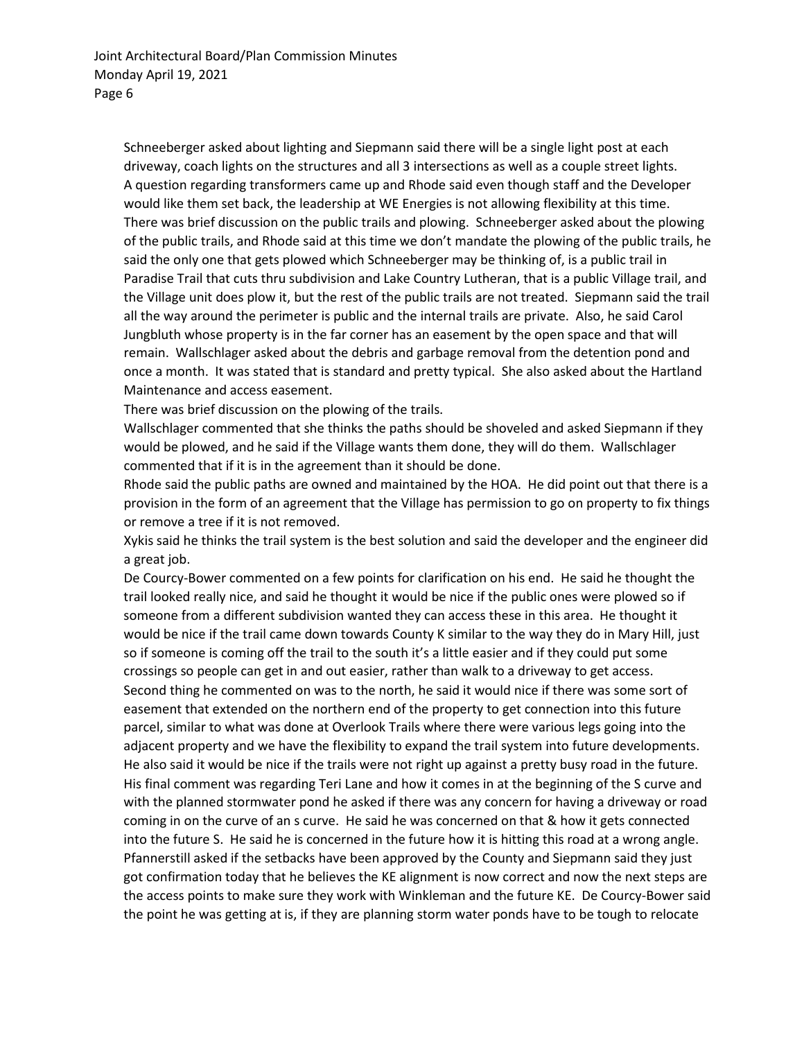Schneeberger asked about lighting and Siepmann said there will be a single light post at each driveway, coach lights on the structures and all 3 intersections as well as a couple street lights. A question regarding transformers came up and Rhode said even though staff and the Developer would like them set back, the leadership at WE Energies is not allowing flexibility at this time. There was brief discussion on the public trails and plowing. Schneeberger asked about the plowing of the public trails, and Rhode said at this time we don't mandate the plowing of the public trails, he said the only one that gets plowed which Schneeberger may be thinking of, is a public trail in Paradise Trail that cuts thru subdivision and Lake Country Lutheran, that is a public Village trail, and the Village unit does plow it, but the rest of the public trails are not treated. Siepmann said the trail all the way around the perimeter is public and the internal trails are private. Also, he said Carol Jungbluth whose property is in the far corner has an easement by the open space and that will remain. Wallschlager asked about the debris and garbage removal from the detention pond and once a month. It was stated that is standard and pretty typical. She also asked about the Hartland Maintenance and access easement.

There was brief discussion on the plowing of the trails.

Wallschlager commented that she thinks the paths should be shoveled and asked Siepmann if they would be plowed, and he said if the Village wants them done, they will do them. Wallschlager commented that if it is in the agreement than it should be done.

Rhode said the public paths are owned and maintained by the HOA. He did point out that there is a provision in the form of an agreement that the Village has permission to go on property to fix things or remove a tree if it is not removed.

Xykis said he thinks the trail system is the best solution and said the developer and the engineer did a great job.

De Courcy-Bower commented on a few points for clarification on his end. He said he thought the trail looked really nice, and said he thought it would be nice if the public ones were plowed so if someone from a different subdivision wanted they can access these in this area. He thought it would be nice if the trail came down towards County K similar to the way they do in Mary Hill, just so if someone is coming off the trail to the south it's a little easier and if they could put some crossings so people can get in and out easier, rather than walk to a driveway to get access. Second thing he commented on was to the north, he said it would nice if there was some sort of easement that extended on the northern end of the property to get connection into this future parcel, similar to what was done at Overlook Trails where there were various legs going into the adjacent property and we have the flexibility to expand the trail system into future developments. He also said it would be nice if the trails were not right up against a pretty busy road in the future. His final comment was regarding Teri Lane and how it comes in at the beginning of the S curve and with the planned stormwater pond he asked if there was any concern for having a driveway or road coming in on the curve of an s curve. He said he was concerned on that & how it gets connected into the future S. He said he is concerned in the future how it is hitting this road at a wrong angle. Pfannerstill asked if the setbacks have been approved by the County and Siepmann said they just got confirmation today that he believes the KE alignment is now correct and now the next steps are the access points to make sure they work with Winkleman and the future KE. De Courcy-Bower said the point he was getting at is, if they are planning storm water ponds have to be tough to relocate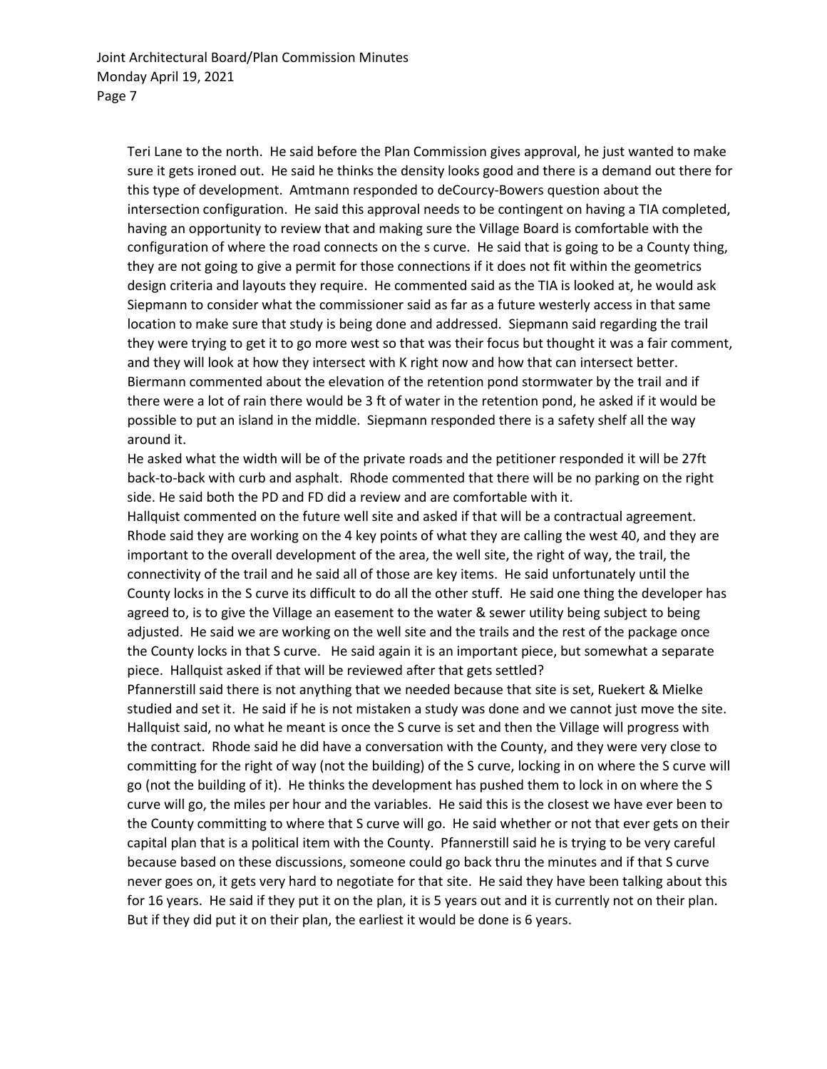Teri Lane to the north. He said before the Plan Commission gives approval, he just wanted to make sure it gets ironed out. He said he thinks the density looks good and there is a demand out there for this type of development. Amtmann responded to deCourcy-Bowers question about the intersection configuration. He said this approval needs to be contingent on having a TIA completed, having an opportunity to review that and making sure the Village Board is comfortable with the configuration of where the road connects on the s curve. He said that is going to be a County thing, they are not going to give a permit for those connections if it does not fit within the geometrics design criteria and layouts they require. He commented said as the TIA is looked at, he would ask Siepmann to consider what the commissioner said as far as a future westerly access in that same location to make sure that study is being done and addressed. Siepmann said regarding the trail they were trying to get it to go more west so that was their focus but thought it was a fair comment, and they will look at how they intersect with K right now and how that can intersect better. Biermann commented about the elevation of the retention pond stormwater by the trail and if there were a lot of rain there would be 3 ft of water in the retention pond, he asked if it would be possible to put an island in the middle. Siepmann responded there is a safety shelf all the way around it.

He asked what the width will be of the private roads and the petitioner responded it will be 27ft back-to-back with curb and asphalt. Rhode commented that there will be no parking on the right side. He said both the PD and FD did a review and are comfortable with it.

Hallquist commented on the future well site and asked if that will be a contractual agreement. Rhode said they are working on the 4 key points of what they are calling the west 40, and they are important to the overall development of the area, the well site, the right of way, the trail, the connectivity of the trail and he said all of those are key items. He said unfortunately until the County locks in the S curve its difficult to do all the other stuff. He said one thing the developer has agreed to, is to give the Village an easement to the water & sewer utility being subject to being adjusted. He said we are working on the well site and the trails and the rest of the package once the County locks in that S curve. He said again it is an important piece, but somewhat a separate piece. Hallquist asked if that will be reviewed after that gets settled?

Pfannerstill said there is not anything that we needed because that site is set, Ruekert & Mielke studied and set it. He said if he is not mistaken a study was done and we cannot just move the site. Hallquist said, no what he meant is once the S curve is set and then the Village will progress with the contract. Rhode said he did have a conversation with the County, and they were very close to committing for the right of way (not the building) of the S curve, locking in on where the S curve will go (not the building of it). He thinks the development has pushed them to lock in on where the S curve will go, the miles per hour and the variables. He said this is the closest we have ever been to the County committing to where that S curve will go. He said whether or not that ever gets on their capital plan that is a political item with the County. Pfannerstill said he is trying to be very careful because based on these discussions, someone could go back thru the minutes and if that S curve never goes on, it gets very hard to negotiate for that site. He said they have been talking about this for 16 years. He said if they put it on the plan, it is 5 years out and it is currently not on their plan. But if they did put it on their plan, the earliest it would be done is 6 years.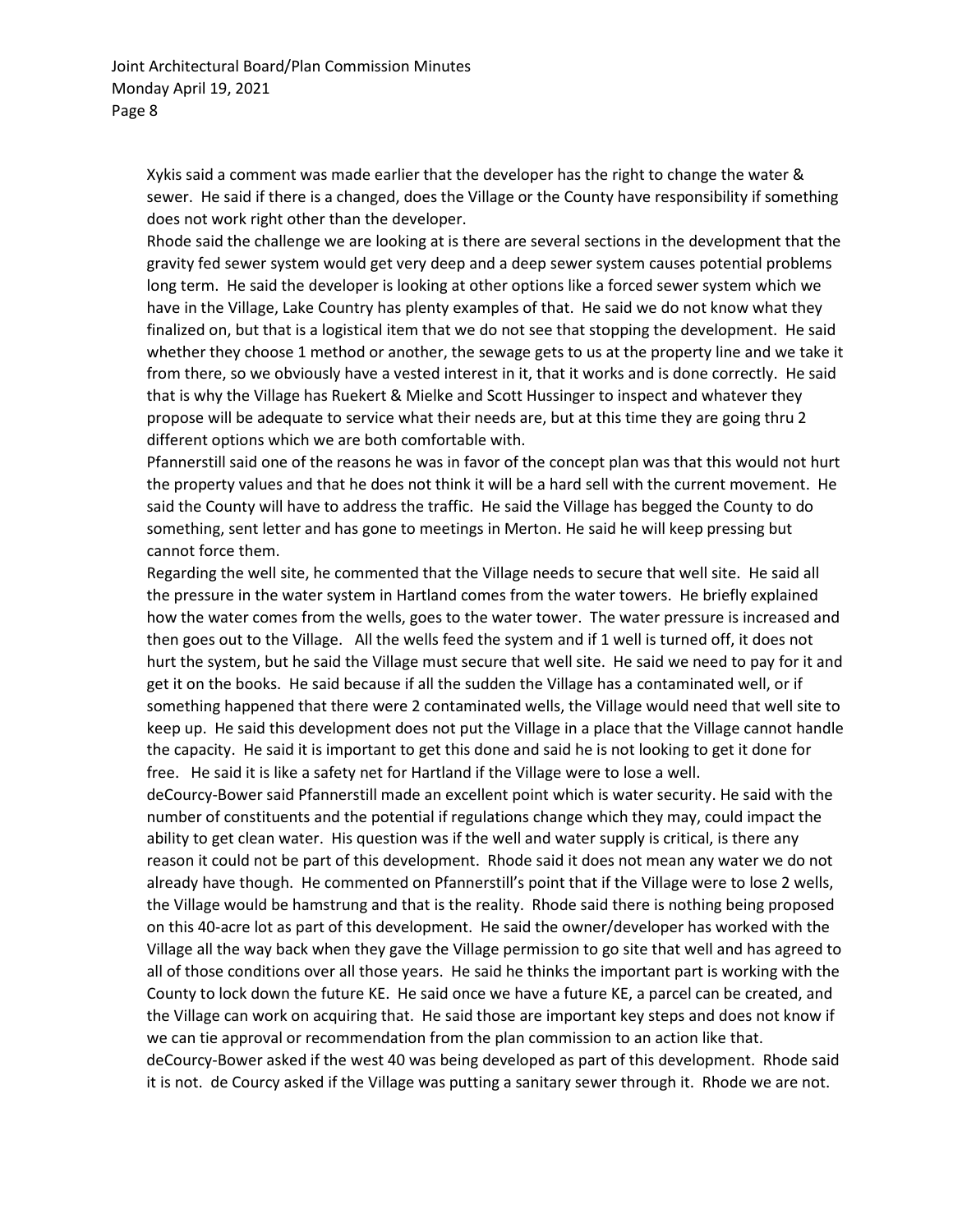Xykis said a comment was made earlier that the developer has the right to change the water & sewer. He said if there is a changed, does the Village or the County have responsibility if something does not work right other than the developer.

Rhode said the challenge we are looking at is there are several sections in the development that the gravity fed sewer system would get very deep and a deep sewer system causes potential problems long term. He said the developer is looking at other options like a forced sewer system which we have in the Village, Lake Country has plenty examples of that. He said we do not know what they finalized on, but that is a logistical item that we do not see that stopping the development. He said whether they choose 1 method or another, the sewage gets to us at the property line and we take it from there, so we obviously have a vested interest in it, that it works and is done correctly. He said that is why the Village has Ruekert & Mielke and Scott Hussinger to inspect and whatever they propose will be adequate to service what their needs are, but at this time they are going thru 2 different options which we are both comfortable with.

Pfannerstill said one of the reasons he was in favor of the concept plan was that this would not hurt the property values and that he does not think it will be a hard sell with the current movement. He said the County will have to address the traffic. He said the Village has begged the County to do something, sent letter and has gone to meetings in Merton. He said he will keep pressing but cannot force them.

Regarding the well site, he commented that the Village needs to secure that well site. He said all the pressure in the water system in Hartland comes from the water towers. He briefly explained how the water comes from the wells, goes to the water tower. The water pressure is increased and then goes out to the Village. All the wells feed the system and if 1 well is turned off, it does not hurt the system, but he said the Village must secure that well site. He said we need to pay for it and get it on the books. He said because if all the sudden the Village has a contaminated well, or if something happened that there were 2 contaminated wells, the Village would need that well site to keep up. He said this development does not put the Village in a place that the Village cannot handle the capacity. He said it is important to get this done and said he is not looking to get it done for free. He said it is like a safety net for Hartland if the Village were to lose a well.

deCourcy-Bower said Pfannerstill made an excellent point which is water security. He said with the number of constituents and the potential if regulations change which they may, could impact the ability to get clean water. His question was if the well and water supply is critical, is there any reason it could not be part of this development. Rhode said it does not mean any water we do not already have though. He commented on Pfannerstill's point that if the Village were to lose 2 wells, the Village would be hamstrung and that is the reality. Rhode said there is nothing being proposed on this 40-acre lot as part of this development. He said the owner/developer has worked with the Village all the way back when they gave the Village permission to go site that well and has agreed to all of those conditions over all those years. He said he thinks the important part is working with the County to lock down the future KE. He said once we have a future KE, a parcel can be created, and the Village can work on acquiring that. He said those are important key steps and does not know if we can tie approval or recommendation from the plan commission to an action like that.

deCourcy-Bower asked if the west 40 was being developed as part of this development. Rhode said it is not. de Courcy asked if the Village was putting a sanitary sewer through it. Rhode we are not.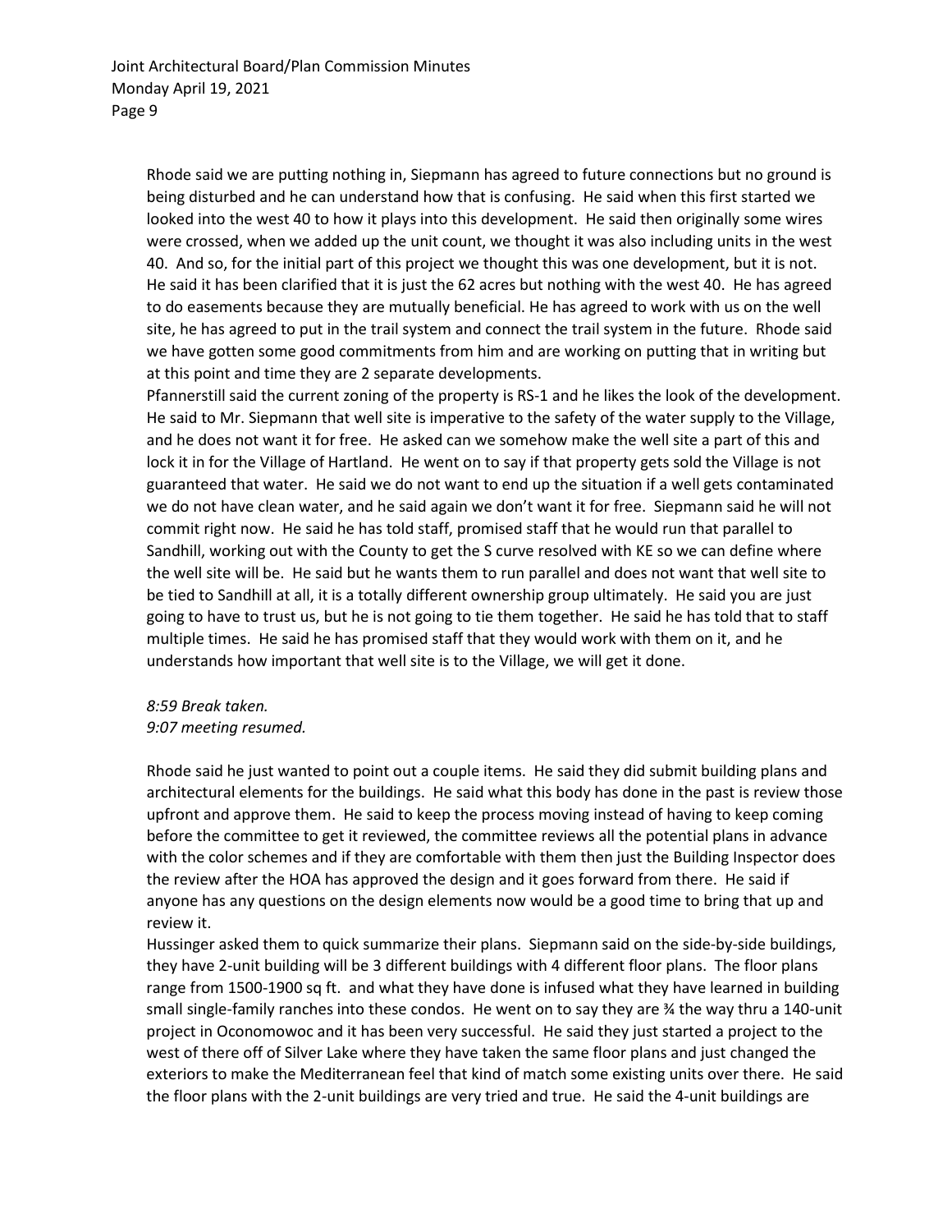Rhode said we are putting nothing in, Siepmann has agreed to future connections but no ground is being disturbed and he can understand how that is confusing. He said when this first started we looked into the west 40 to how it plays into this development. He said then originally some wires were crossed, when we added up the unit count, we thought it was also including units in the west 40. And so, for the initial part of this project we thought this was one development, but it is not. He said it has been clarified that it is just the 62 acres but nothing with the west 40. He has agreed to do easements because they are mutually beneficial. He has agreed to work with us on the well site, he has agreed to put in the trail system and connect the trail system in the future. Rhode said we have gotten some good commitments from him and are working on putting that in writing but at this point and time they are 2 separate developments.

Pfannerstill said the current zoning of the property is RS-1 and he likes the look of the development. He said to Mr. Siepmann that well site is imperative to the safety of the water supply to the Village, and he does not want it for free. He asked can we somehow make the well site a part of this and lock it in for the Village of Hartland. He went on to say if that property gets sold the Village is not guaranteed that water. He said we do not want to end up the situation if a well gets contaminated we do not have clean water, and he said again we don't want it for free. Siepmann said he will not commit right now. He said he has told staff, promised staff that he would run that parallel to Sandhill, working out with the County to get the S curve resolved with KE so we can define where the well site will be. He said but he wants them to run parallel and does not want that well site to be tied to Sandhill at all, it is a totally different ownership group ultimately. He said you are just going to have to trust us, but he is not going to tie them together. He said he has told that to staff multiple times. He said he has promised staff that they would work with them on it, and he understands how important that well site is to the Village, we will get it done.

*8:59 Break taken.*
*9:07 meeting resumed.*

Rhode said he just wanted to point out a couple items. He said they did submit building plans and architectural elements for the buildings. He said what this body has done in the past is review those upfront and approve them. He said to keep the process moving instead of having to keep coming before the committee to get it reviewed, the committee reviews all the potential plans in advance with the color schemes and if they are comfortable with them then just the Building Inspector does the review after the HOA has approved the design and it goes forward from there. He said if anyone has any questions on the design elements now would be a good time to bring that up and review it.

Hussinger asked them to quick summarize their plans. Siepmann said on the side-by-side buildings, they have 2-unit building will be 3 different buildings with 4 different floor plans. The floor plans range from 1500-1900 sq ft. and what they have done is infused what they have learned in building small single-family ranches into these condos. He went on to say they are ¾ the way thru a 140-unit project in Oconomowoc and it has been very successful. He said they just started a project to the west of there off of Silver Lake where they have taken the same floor plans and just changed the exteriors to make the Mediterranean feel that kind of match some existing units over there. He said the floor plans with the 2-unit buildings are very tried and true. He said the 4-unit buildings are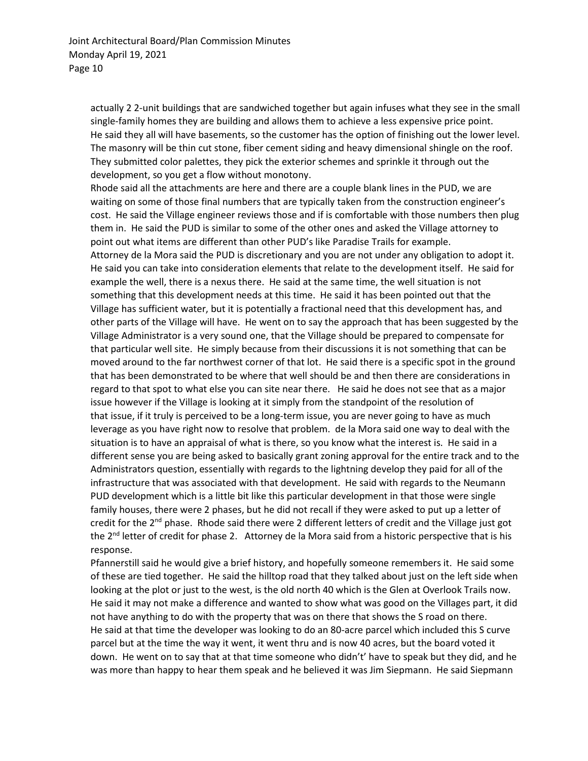actually 2 2-unit buildings that are sandwiched together but again infuses what they see in the small single-family homes they are building and allows them to achieve a less expensive price point. He said they all will have basements, so the customer has the option of finishing out the lower level. The masonry will be thin cut stone, fiber cement siding and heavy dimensional shingle on the roof. They submitted color palettes, they pick the exterior schemes and sprinkle it through out the development, so you get a flow without monotony.

Rhode said all the attachments are here and there are a couple blank lines in the PUD, we are waiting on some of those final numbers that are typically taken from the construction engineer's cost. He said the Village engineer reviews those and if is comfortable with those numbers then plug them in. He said the PUD is similar to some of the other ones and asked the Village attorney to point out what items are different than other PUD's like Paradise Trails for example.

Attorney de la Mora said the PUD is discretionary and you are not under any obligation to adopt it. He said you can take into consideration elements that relate to the development itself. He said for example the well, there is a nexus there. He said at the same time, the well situation is not something that this development needs at this time. He said it has been pointed out that the Village has sufficient water, but it is potentially a fractional need that this development has, and other parts of the Village will have. He went on to say the approach that has been suggested by the Village Administrator is a very sound one, that the Village should be prepared to compensate for that particular well site. He simply because from their discussions it is not something that can be moved around to the far northwest corner of that lot. He said there is a specific spot in the ground that has been demonstrated to be where that well should be and then there are considerations in regard to that spot to what else you can site near there. He said he does not see that as a major issue however if the Village is looking at it simply from the standpoint of the resolution of that issue, if it truly is perceived to be a long-term issue, you are never going to have as much leverage as you have right now to resolve that problem. de la Mora said one way to deal with the situation is to have an appraisal of what is there, so you know what the interest is. He said in a different sense you are being asked to basically grant zoning approval for the entire track and to the Administrators question, essentially with regards to the lightning develop they paid for all of the infrastructure that was associated with that development. He said with regards to the Neumann PUD development which is a little bit like this particular development in that those were single family houses, there were 2 phases, but he did not recall if they were asked to put up a letter of credit for the 2nd phase. Rhode said there were 2 different letters of credit and the Village just got the 2nd letter of credit for phase 2. Attorney de la Mora said from a historic perspective that is his response.

Pfannerstill said he would give a brief history, and hopefully someone remembers it. He said some of these are tied together. He said the hilltop road that they talked about just on the left side when looking at the plot or just to the west, is the old north 40 which is the Glen at Overlook Trails now. He said it may not make a difference and wanted to show what was good on the Villages part, it did not have anything to do with the property that was on there that shows the S road on there. He said at that time the developer was looking to do an 80-acre parcel which included this S curve parcel but at the time the way it went, it went thru and is now 40 acres, but the board voted it down. He went on to say that at that time someone who didn't' have to speak but they did, and he was more than happy to hear them speak and he believed it was Jim Siepmann. He said Siepmann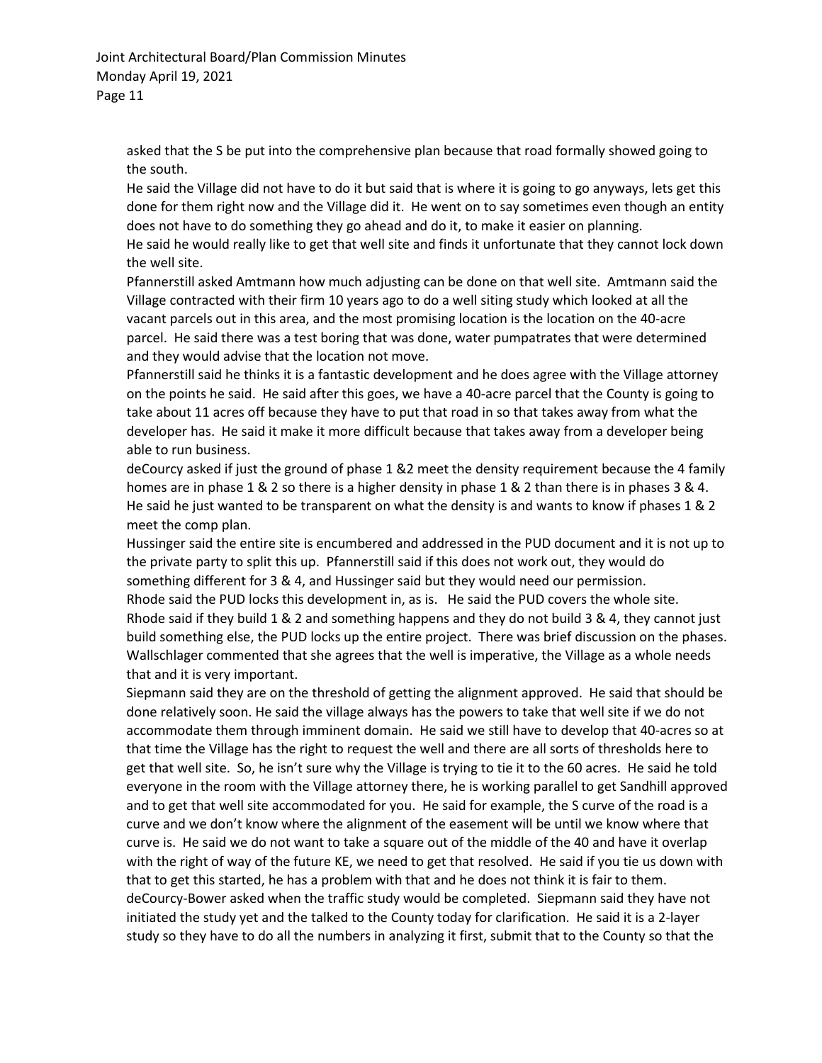asked that the S be put into the comprehensive plan because that road formally showed going to the south.

He said the Village did not have to do it but said that is where it is going to go anyways, lets get this done for them right now and the Village did it. He went on to say sometimes even though an entity does not have to do something they go ahead and do it, to make it easier on planning.

He said he would really like to get that well site and finds it unfortunate that they cannot lock down the well site.

Pfannerstill asked Amtmann how much adjusting can be done on that well site. Amtmann said the Village contracted with their firm 10 years ago to do a well siting study which looked at all the vacant parcels out in this area, and the most promising location is the location on the 40-acre parcel. He said there was a test boring that was done, water pumpatrates that were determined and they would advise that the location not move.

Pfannerstill said he thinks it is a fantastic development and he does agree with the Village attorney on the points he said. He said after this goes, we have a 40-acre parcel that the County is going to take about 11 acres off because they have to put that road in so that takes away from what the developer has. He said it make it more difficult because that takes away from a developer being able to run business.

deCourcy asked if just the ground of phase 1 &2 meet the density requirement because the 4 family homes are in phase 1 & 2 so there is a higher density in phase 1 & 2 than there is in phases 3 & 4. He said he just wanted to be transparent on what the density is and wants to know if phases 1 & 2 meet the comp plan.

Hussinger said the entire site is encumbered and addressed in the PUD document and it is not up to the private party to split this up. Pfannerstill said if this does not work out, they would do something different for 3 & 4, and Hussinger said but they would need our permission.

Rhode said the PUD locks this development in, as is. He said the PUD covers the whole site. Rhode said if they build 1 & 2 and something happens and they do not build 3 & 4, they cannot just build something else, the PUD locks up the entire project. There was brief discussion on the phases.

Wallschlager commented that she agrees that the well is imperative, the Village as a whole needs that and it is very important.

Siepmann said they are on the threshold of getting the alignment approved. He said that should be done relatively soon. He said the village always has the powers to take that well site if we do not accommodate them through imminent domain. He said we still have to develop that 40-acres so at that time the Village has the right to request the well and there are all sorts of thresholds here to get that well site. So, he isn't sure why the Village is trying to tie it to the 60 acres. He said he told everyone in the room with the Village attorney there, he is working parallel to get Sandhill approved and to get that well site accommodated for you. He said for example, the S curve of the road is a curve and we don't know where the alignment of the easement will be until we know where that curve is. He said we do not want to take a square out of the middle of the 40 and have it overlap with the right of way of the future KE, we need to get that resolved. He said if you tie us down with that to get this started, he has a problem with that and he does not think it is fair to them.

deCourcy-Bower asked when the traffic study would be completed. Siepmann said they have not initiated the study yet and the talked to the County today for clarification. He said it is a 2-layer study so they have to do all the numbers in analyzing it first, submit that to the County so that the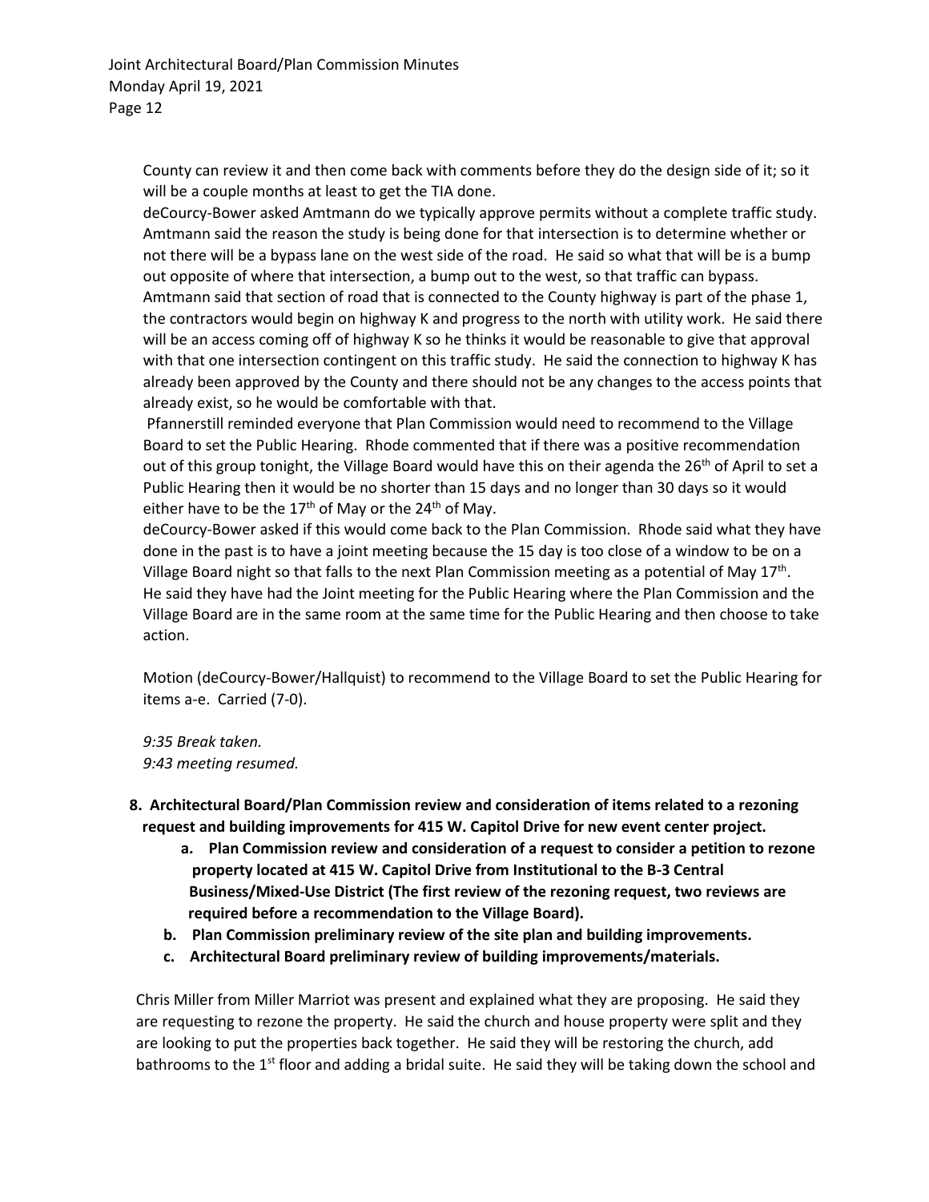County can review it and then come back with comments before they do the design side of it; so it will be a couple months at least to get the TIA done.

deCourcy-Bower asked Amtmann do we typically approve permits without a complete traffic study. Amtmann said the reason the study is being done for that intersection is to determine whether or not there will be a bypass lane on the west side of the road. He said so what that will be is a bump out opposite of where that intersection, a bump out to the west, so that traffic can bypass. Amtmann said that section of road that is connected to the County highway is part of the phase 1, the contractors would begin on highway K and progress to the north with utility work. He said there will be an access coming off of highway K so he thinks it would be reasonable to give that approval with that one intersection contingent on this traffic study. He said the connection to highway K has already been approved by the County and there should not be any changes to the access points that already exist, so he would be comfortable with that.

Pfannerstill reminded everyone that Plan Commission would need to recommend to the Village Board to set the Public Hearing. Rhode commented that if there was a positive recommendation out of this group tonight, the Village Board would have this on their agenda the 26th of April to set a Public Hearing then it would be no shorter than 15 days and no longer than 30 days so it would either have to be the 17th of May or the 24th of May.

deCourcy-Bower asked if this would come back to the Plan Commission. Rhode said what they have done in the past is to have a joint meeting because the 15 day is too close of a window to be on a Village Board night so that falls to the next Plan Commission meeting as a potential of May 17th. He said they have had the Joint meeting for the Public Hearing where the Plan Commission and the Village Board are in the same room at the same time for the Public Hearing and then choose to take action.

Motion (deCourcy-Bower/Hallquist) to recommend to the Village Board to set the Public Hearing for items a-e. Carried (7-0).

*9:35 Break taken.*
*9:43 meeting resumed.*

**8. Architectural Board/Plan Commission review and consideration of items related to a rezoning request and building improvements for 415 W. Capitol Drive for new event center project.**

- **a. Plan Commission review and consideration of a request to consider a petition to rezone property located at 415 W. Capitol Drive from Institutional to the B-3 Central Business/Mixed-Use District (The first review of the rezoning request, two reviews are required before a recommendation to the Village Board).**
- **b. Plan Commission preliminary review of the site plan and building improvements.**
- **c. Architectural Board preliminary review of building improvements/materials.**

Chris Miller from Miller Marriot was present and explained what they are proposing. He said they are requesting to rezone the property. He said the church and house property were split and they are looking to put the properties back together. He said they will be restoring the church, add bathrooms to the 1st floor and adding a bridal suite. He said they will be taking down the school and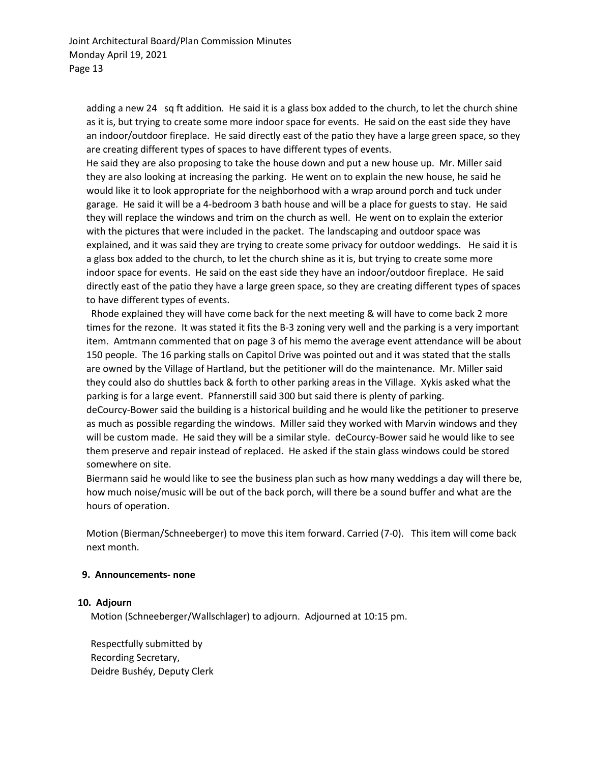adding a new 24 sq ft addition. He said it is a glass box added to the church, to let the church shine as it is, but trying to create some more indoor space for events. He said on the east side they have an indoor/outdoor fireplace. He said directly east of the patio they have a large green space, so they are creating different types of spaces to have different types of events.

He said they are also proposing to take the house down and put a new house up. Mr. Miller said they are also looking at increasing the parking. He went on to explain the new house, he said he would like it to look appropriate for the neighborhood with a wrap around porch and tuck under garage. He said it will be a 4-bedroom 3 bath house and will be a place for guests to stay. He said they will replace the windows and trim on the church as well. He went on to explain the exterior with the pictures that were included in the packet. The landscaping and outdoor space was explained, and it was said they are trying to create some privacy for outdoor weddings. He said it is a glass box added to the church, to let the church shine as it is, but trying to create some more indoor space for events. He said on the east side they have an indoor/outdoor fireplace. He said directly east of the patio they have a large green space, so they are creating different types of spaces to have different types of events.

Rhode explained they will have come back for the next meeting & will have to come back 2 more times for the rezone. It was stated it fits the B-3 zoning very well and the parking is a very important item. Amtmann commented that on page 3 of his memo the average event attendance will be about 150 people. The 16 parking stalls on Capitol Drive was pointed out and it was stated that the stalls are owned by the Village of Hartland, but the petitioner will do the maintenance. Mr. Miller said they could also do shuttles back & forth to other parking areas in the Village. Xykis asked what the parking is for a large event. Pfannerstill said 300 but said there is plenty of parking.

deCourcy-Bower said the building is a historical building and he would like the petitioner to preserve as much as possible regarding the windows. Miller said they worked with Marvin windows and they will be custom made. He said they will be a similar style. deCourcy-Bower said he would like to see them preserve and repair instead of replaced. He asked if the stain glass windows could be stored somewhere on site.

Biermann said he would like to see the business plan such as how many weddings a day will there be, how much noise/music will be out of the back porch, will there be a sound buffer and what are the hours of operation.

Motion (Bierman/Schneeberger) to move this item forward. Carried (7-0). This item will come back next month.

**9. Announcements- none**

**10. Adjourn**

Motion (Schneeberger/Wallschlager) to adjourn. Adjourned at 10:15 pm.

Respectfully submitted by
Recording Secretary,
Deidre Bushéy, Deputy Clerk